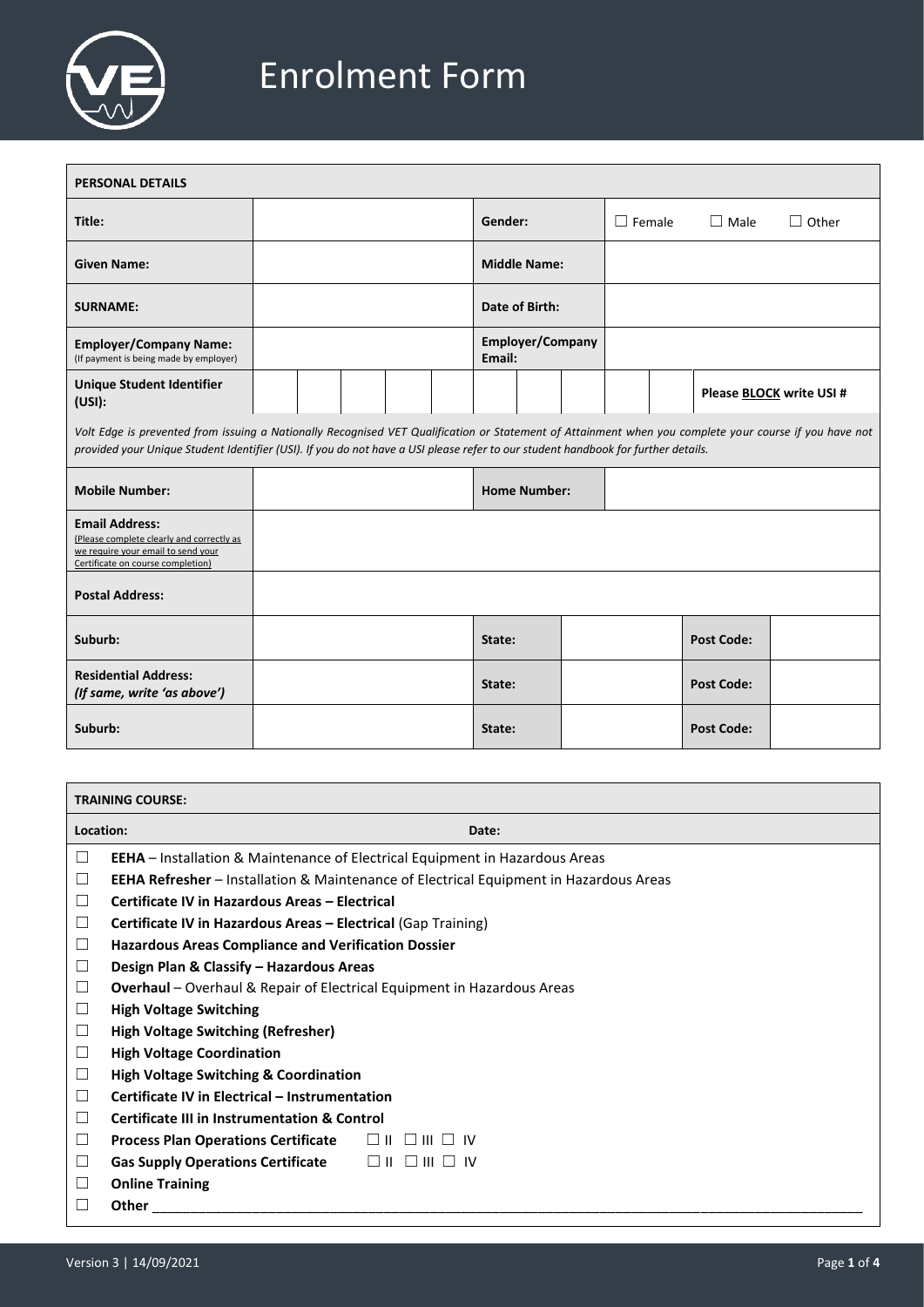# Enrolment Form

| **PERSONAL DETAILS** | | | |
|---|---|---|---|
| **Title:** | | **Gender:** | ☐ Female ☐ Male ☐ Other |
| **Given Name:** | | **Middle Name:** | |
| **SURNAME:** | | **Date of Birth:** | |
| **Employer/Company Name:** (If payment is being made by employer) | | **Employer/Company Email:** | |
| **Unique Student Identifier (USI):** | | | Please **BLOCK** write USI # |

*Volt Edge is prevented from issuing a Nationally Recognised VET Qualification or Statement of Attainment when you complete your course if you have not provided your Unique Student Identifier (USI). If you do not have a USI please refer to our student handbook for further details.*

| | | | | | |
|---|---|---|---|---|---|
| **Mobile Number:** | | **Home Number:** | | | |
| **Email Address:** (Please complete clearly and correctly as we require your email to send your Certificate on course completion) | | | | | |
| **Postal Address:** | | | | | |
| **Suburb:** | | **State:** | | **Post Code:** | |
| **Residential Address:** *(If same, write 'as above')* | | **State:** | | **Post Code:** | |
| **Suburb:** | | **State:** | | **Post Code:** | |

**TRAINING COURSE:**

**Location:** **Date:**

- ☐ **EEHA** – Installation & Maintenance of Electrical Equipment in Hazardous Areas
- ☐ **EEHA Refresher** – Installation & Maintenance of Electrical Equipment in Hazardous Areas
- ☐ **Certificate IV in Hazardous Areas – Electrical**
- ☐ **Certificate IV in Hazardous Areas – Electrical** (Gap Training)
- ☐ **Hazardous Areas Compliance and Verification Dossier**
- ☐ **Design Plan & Classify – Hazardous Areas**
- ☐ **Overhaul** – Overhaul & Repair of Electrical Equipment in Hazardous Areas
- ☐ **High Voltage Switching**
- ☐ **High Voltage Switching (Refresher)**
- ☐ **High Voltage Coordination**
- ☐ **High Voltage Switching & Coordination**
- ☐ **Certificate IV in Electrical – Instrumentation**
- ☐ **Certificate III in Instrumentation & Control**
- ☐ **Process Plan Operations Certificate** ☐ II ☐ III ☐ IV
- ☐ **Gas Supply Operations Certificate** ☐ II ☐ III ☐ IV
- ☐ **Online Training**
- ☐ **Other** ____________________________________________

Version 3 | 14/09/2021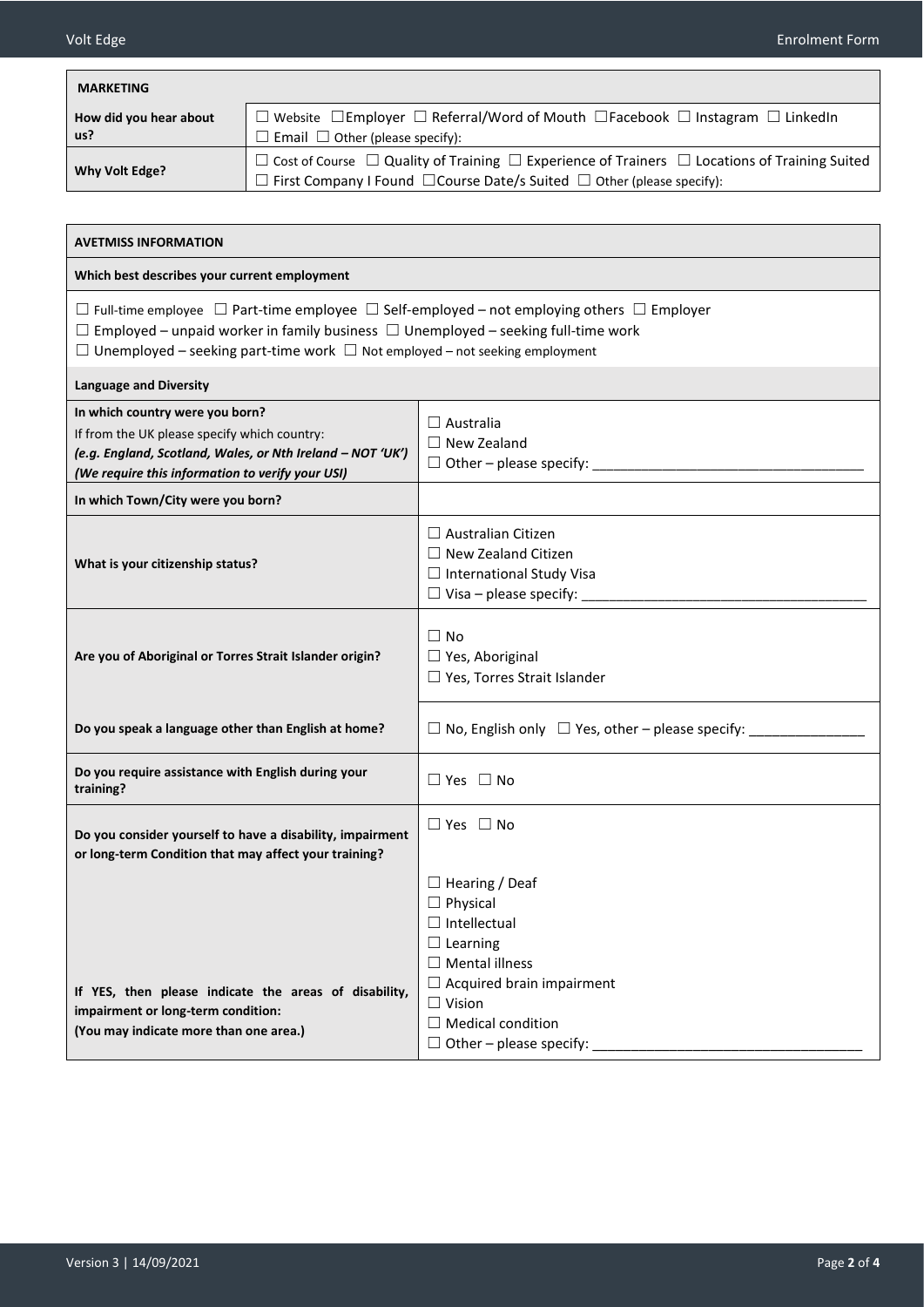| **MARKETING** | |
|---|---|
| **How did you hear about us?** | ☐ Website ☐Employer ☐ Referral/Word of Mouth ☐Facebook ☐ Instagram ☐ LinkedIn ☐ Email ☐ Other (please specify): |
| **Why Volt Edge?** | ☐ Cost of Course ☐ Quality of Training ☐ Experience of Trainers ☐ Locations of Training Suited ☐ First Company I Found ☐Course Date/s Suited ☐ Other (please specify): |

| **AVETMISS INFORMATION** | |
|---|---|
| **Which best describes your current employment** | |
| ☐ Full-time employee ☐ Part-time employee ☐ Self-employed – not employing others ☐ Employer ☐ Employed – unpaid worker in family business ☐ Unemployed – seeking full-time work ☐ Unemployed – seeking part-time work ☐ Not employed – not seeking employment | |
| **Language and Diversity** | |
| **In which country were you born?** If from the UK please specify which country: ***(e.g. England, Scotland, Wales, or Nth Ireland – NOT 'UK')*** ***(We require this information to verify your USI)*** | ☐ Australia ☐ New Zealand ☐ Other – please specify: ___________________________________ |
| **In which Town/City were you born?** | |
| **What is your citizenship status?** | ☐ Australian Citizen ☐ New Zealand Citizen ☐ International Study Visa ☐ Visa – please specify: ____________________________________ |
| **Are you of Aboriginal or Torres Strait Islander origin?** | ☐ No ☐ Yes, Aboriginal ☐ Yes, Torres Strait Islander |
| **Do you speak a language other than English at home?** | ☐ No, English only ☐ Yes, other – please specify: _______________ |
| **Do you require assistance with English during your training?** | ☐ Yes ☐ No |
| **Do you consider yourself to have a disability, impairment or long-term Condition that may affect your training?** | ☐ Yes ☐ No |
| **If YES, then please indicate the areas of disability, impairment or long-term condition:** **(You may indicate more than one area.)** | ☐ Hearing / Deaf ☐ Physical ☐ Intellectual ☐ Learning ☐ Mental illness ☐ Acquired brain impairment ☐ Vision ☐ Medical condition ☐ Other – please specify: ___________________________________ |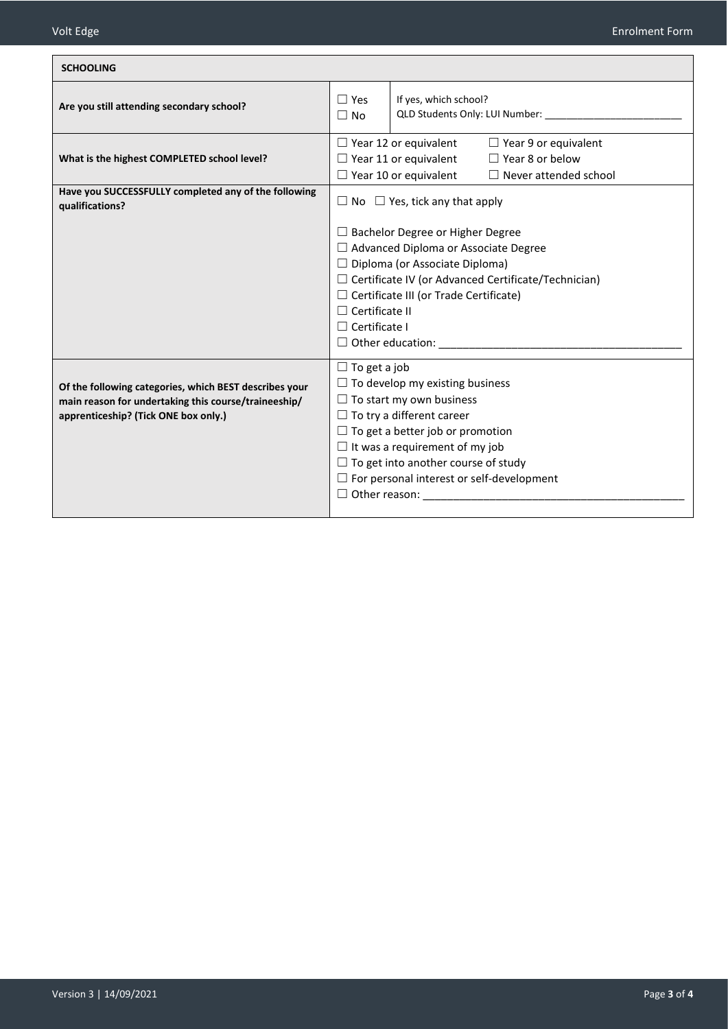| SCHOOLING | | |
|---|---|---|
| **Are you still attending secondary school?** | ☐ Yes<br>☐ No | If yes, which school?<br>QLD Students Only: LUI Number: ________________________ |
| **What is the highest COMPLETED school level?** | ☐ Year 12 or equivalent ☐ Year 9 or equivalent<br>☐ Year 11 or equivalent ☐ Year 8 or below<br>☐ Year 10 or equivalent ☐ Never attended school | |
| **Have you SUCCESSFULLY completed any of the following qualifications?** | ☐ No ☐ Yes, tick any that apply<br><br>☐ Bachelor Degree or Higher Degree<br>☐ Advanced Diploma or Associate Degree<br>☐ Diploma (or Associate Diploma)<br>☐ Certificate IV (or Advanced Certificate/Technician)<br>☐ Certificate III (or Trade Certificate)<br>☐ Certificate II<br>☐ Certificate I<br>☐ Other education: ________________________________________ | |
| **Of the following categories, which BEST describes your main reason for undertaking this course/traineeship/ apprenticeship? (Tick ONE box only.)** | ☐ To get a job<br>☐ To develop my existing business<br>☐ To start my own business<br>☐ To try a different career<br>☐ To get a better job or promotion<br>☐ It was a requirement of my job<br>☐ To get into another course of study<br>☐ For personal interest or self-development<br>☐ Other reason: ____________________________________________ | |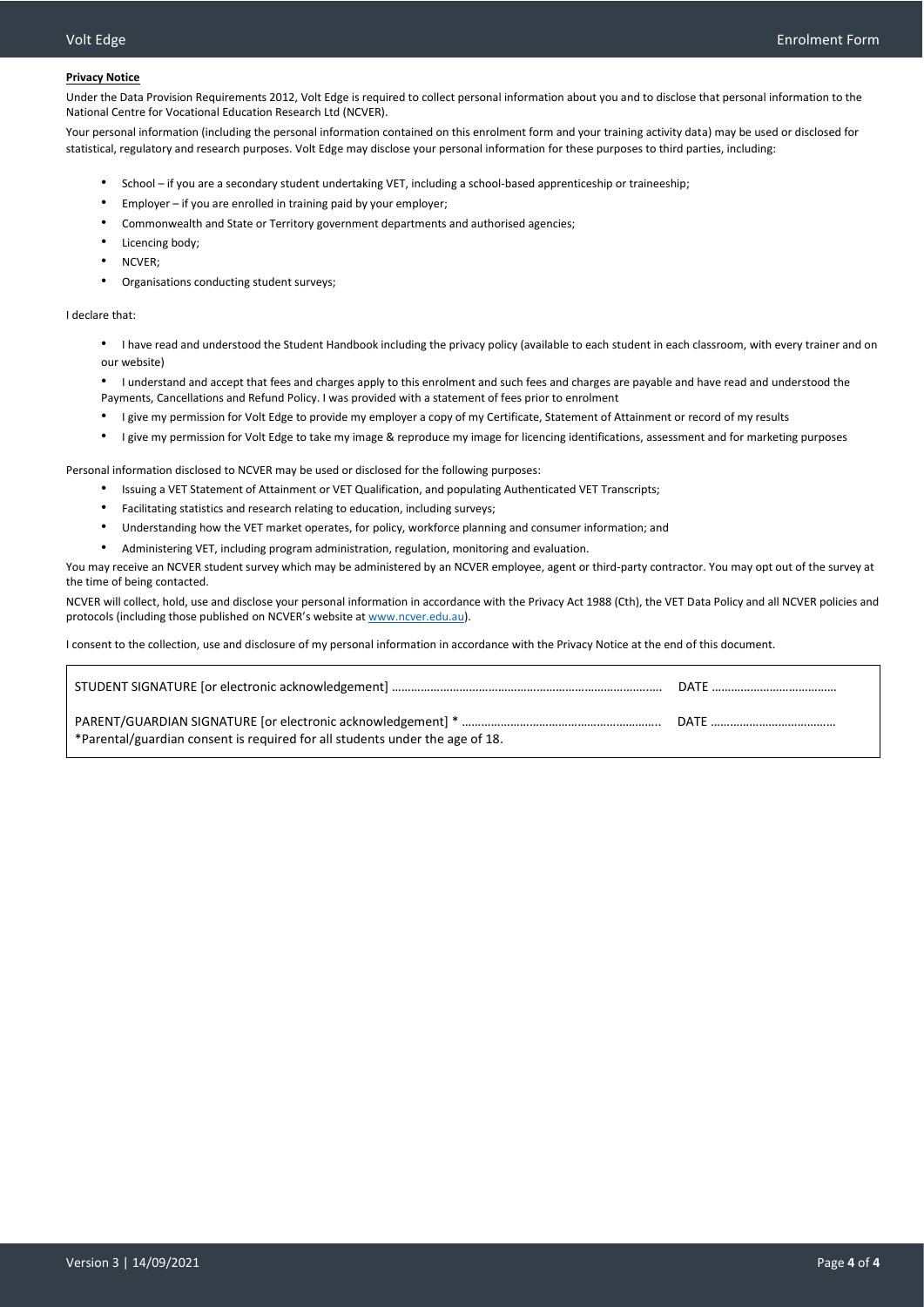**Privacy Notice**

Under the Data Provision Requirements 2012, Volt Edge is required to collect personal information about you and to disclose that personal information to the National Centre for Vocational Education Research Ltd (NCVER).

Your personal information (including the personal information contained on this enrolment form and your training activity data) may be used or disclosed for statistical, regulatory and research purposes. Volt Edge may disclose your personal information for these purposes to third parties, including:

- School – if you are a secondary student undertaking VET, including a school-based apprenticeship or traineeship;
- Employer – if you are enrolled in training paid by your employer;
- Commonwealth and State or Territory government departments and authorised agencies;
- Licencing body;
- NCVER;
- Organisations conducting student surveys;

I declare that:

- I have read and understood the Student Handbook including the privacy policy (available to each student in each classroom, with every trainer and on our website)
- I understand and accept that fees and charges apply to this enrolment and such fees and charges are payable and have read and understood the Payments, Cancellations and Refund Policy. I was provided with a statement of fees prior to enrolment
- I give my permission for Volt Edge to provide my employer a copy of my Certificate, Statement of Attainment or record of my results
- I give my permission for Volt Edge to take my image & reproduce my image for licencing identifications, assessment and for marketing purposes

Personal information disclosed to NCVER may be used or disclosed for the following purposes:

- Issuing a VET Statement of Attainment or VET Qualification, and populating Authenticated VET Transcripts;
- Facilitating statistics and research relating to education, including surveys;
- Understanding how the VET market operates, for policy, workforce planning and consumer information; and
- Administering VET, including program administration, regulation, monitoring and evaluation.

You may receive an NCVER student survey which may be administered by an NCVER employee, agent or third-party contractor. You may opt out of the survey at the time of being contacted.

NCVER will collect, hold, use and disclose your personal information in accordance with the Privacy Act 1988 (Cth), the VET Data Policy and all NCVER policies and protocols (including those published on NCVER's website at www.ncver.edu.au).

I consent to the collection, use and disclosure of my personal information in accordance with the Privacy Notice at the end of this document.

STUDENT SIGNATURE [or electronic acknowledgement] ………………………………………………………………………… DATE …………………………………

PARENT/GUARDIAN SIGNATURE [or electronic acknowledgement] * …………………………………………………… DATE …………………………………

*Parental/guardian consent is required for all students under the age of 18.